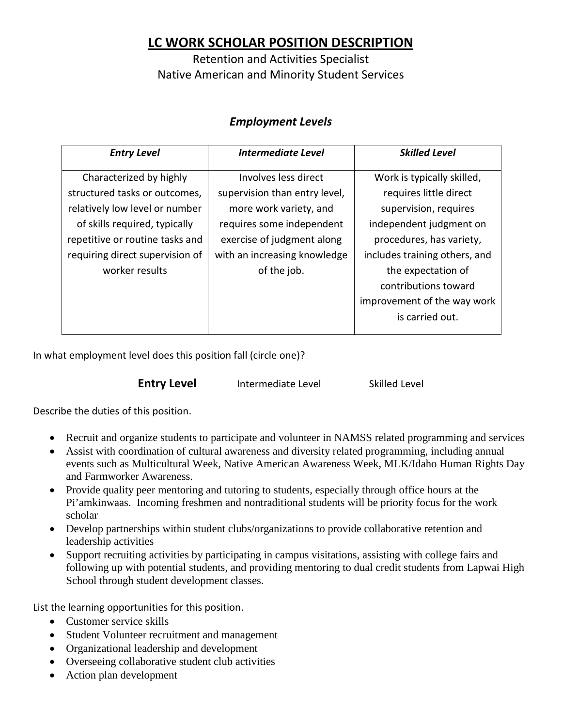# LC WORK SCHOLAR POSITION DESCRIPTION

Retention and Activities Specialist
Native American and Minority Student Services

## *Employment Levels*

| *Entry Level* | *Intermediate Level* | *Skilled Level* |
|---|---|---|
| Characterized by highly structured tasks or outcomes, relatively low level or number of skills required, typically repetitive or routine tasks and requiring direct supervision of worker results | Involves less direct supervision than entry level, more work variety, and requires some independent exercise of judgment along with an increasing knowledge of the job. | Work is typically skilled, requires little direct supervision, requires independent judgment on procedures, has variety, includes training others, and the expectation of contributions toward improvement of the way work is carried out. |

In what employment level does this position fall (circle one)?

**Entry Level** Intermediate Level Skilled Level

Describe the duties of this position.

- Recruit and organize students to participate and volunteer in NAMSS related programming and services
- Assist with coordination of cultural awareness and diversity related programming, including annual events such as Multicultural Week, Native American Awareness Week, MLK/Idaho Human Rights Day and Farmworker Awareness.
- Provide quality peer mentoring and tutoring to students, especially through office hours at the Pi'amkinwaas. Incoming freshmen and nontraditional students will be priority focus for the work scholar
- Develop partnerships within student clubs/organizations to provide collaborative retention and leadership activities
- Support recruiting activities by participating in campus visitations, assisting with college fairs and following up with potential students, and providing mentoring to dual credit students from Lapwai High School through student development classes.

List the learning opportunities for this position.

- Customer service skills
- Student Volunteer recruitment and management
- Organizational leadership and development
- Overseeing collaborative student club activities
- Action plan development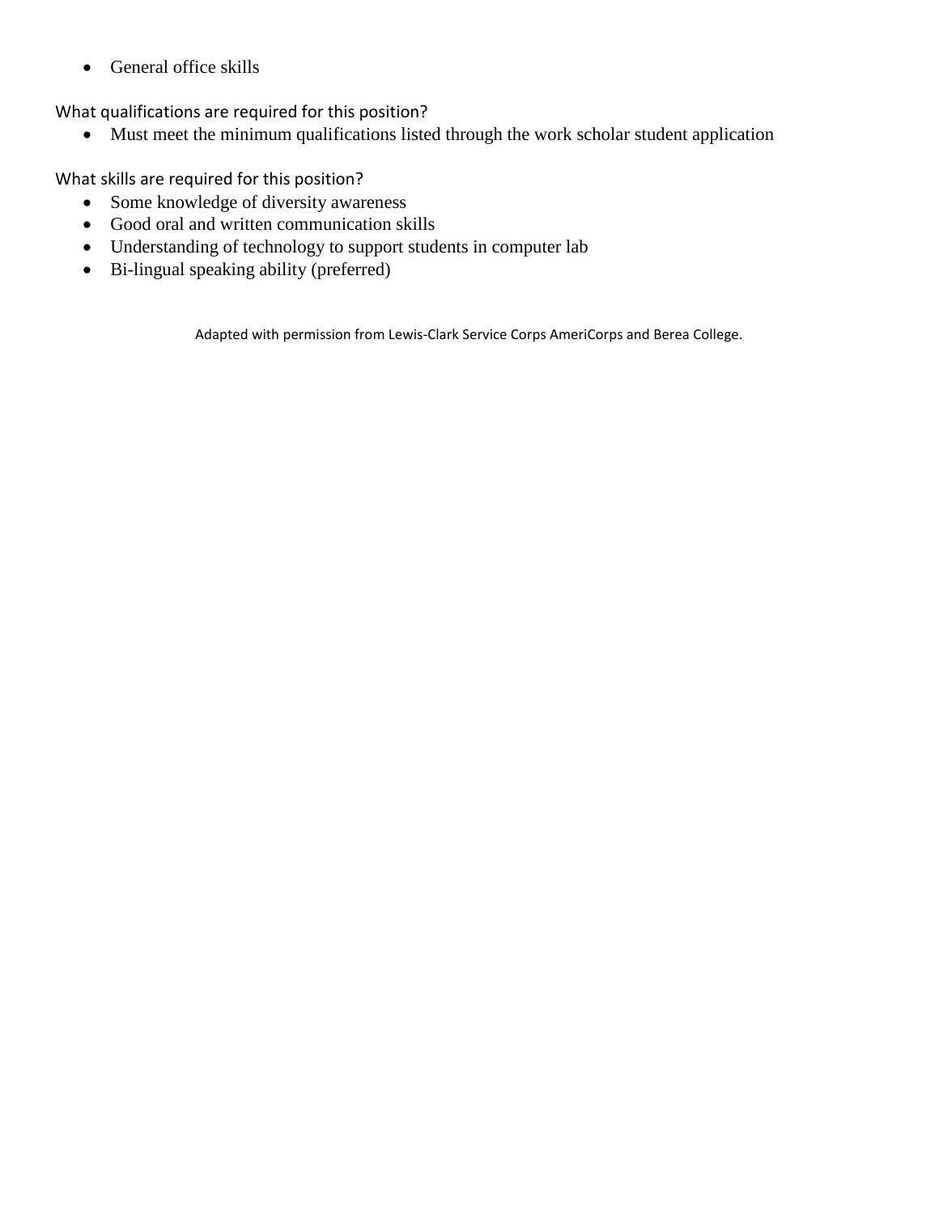- General office skills

What qualifications are required for this position?

- Must meet the minimum qualifications listed through the work scholar student application

What skills are required for this position?

- Some knowledge of diversity awareness
- Good oral and written communication skills
- Understanding of technology to support students in computer lab
- Bi-lingual speaking ability (preferred)

Adapted with permission from Lewis-Clark Service Corps AmeriCorps and Berea College.